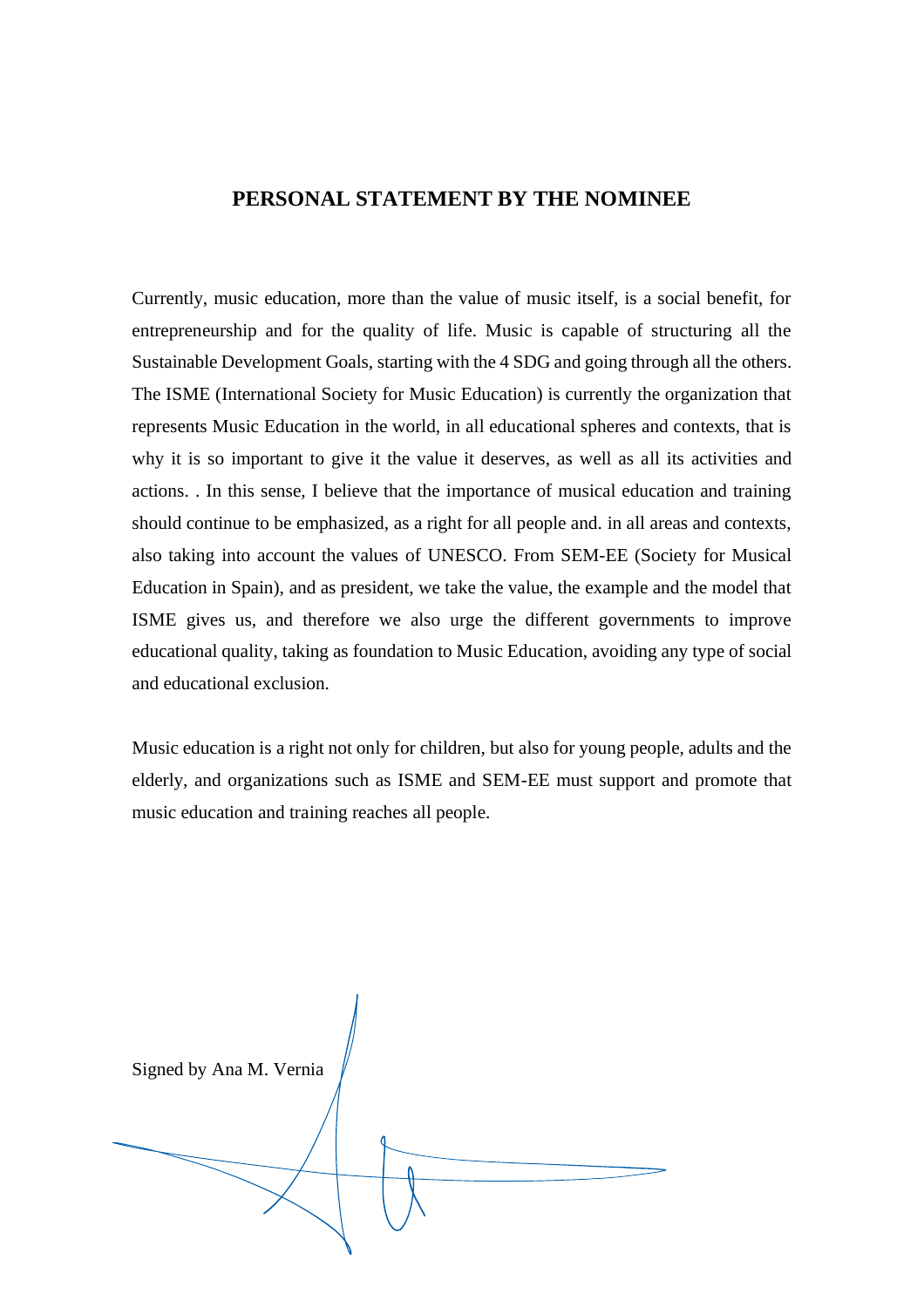# PERSONAL STATEMENT BY THE NOMINEE

Currently, music education, more than the value of music itself, is a social benefit, for entrepreneurship and for the quality of life. Music is capable of structuring all the Sustainable Development Goals, starting with the 4 SDG and going through all the others. The ISME (International Society for Music Education) is currently the organization that represents Music Education in the world, in all educational spheres and contexts, that is why it is so important to give it the value it deserves, as well as all its activities and actions. . In this sense, I believe that the importance of musical education and training should continue to be emphasized, as a right for all people and. in all areas and contexts, also taking into account the values of UNESCO. From SEM-EE (Society for Musical Education in Spain), and as president, we take the value, the example and the model that ISME gives us, and therefore we also urge the different governments to improve educational quality, taking as foundation to Music Education, avoiding any type of social and educational exclusion.

Music education is a right not only for children, but also for young people, adults and the elderly, and organizations such as ISME and SEM-EE must support and promote that music education and training reaches all people.

Signed by Ana M. Vernia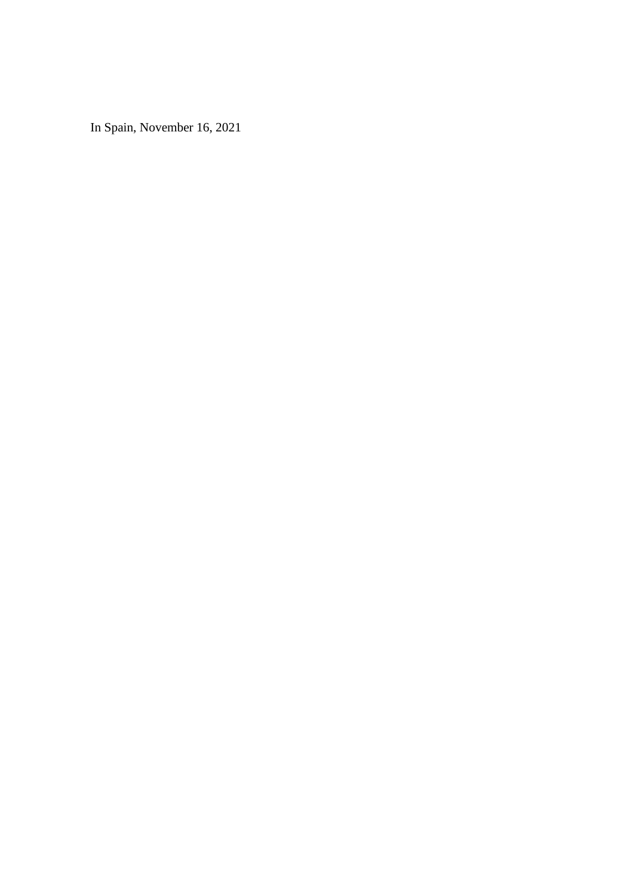In Spain, November 16, 2021